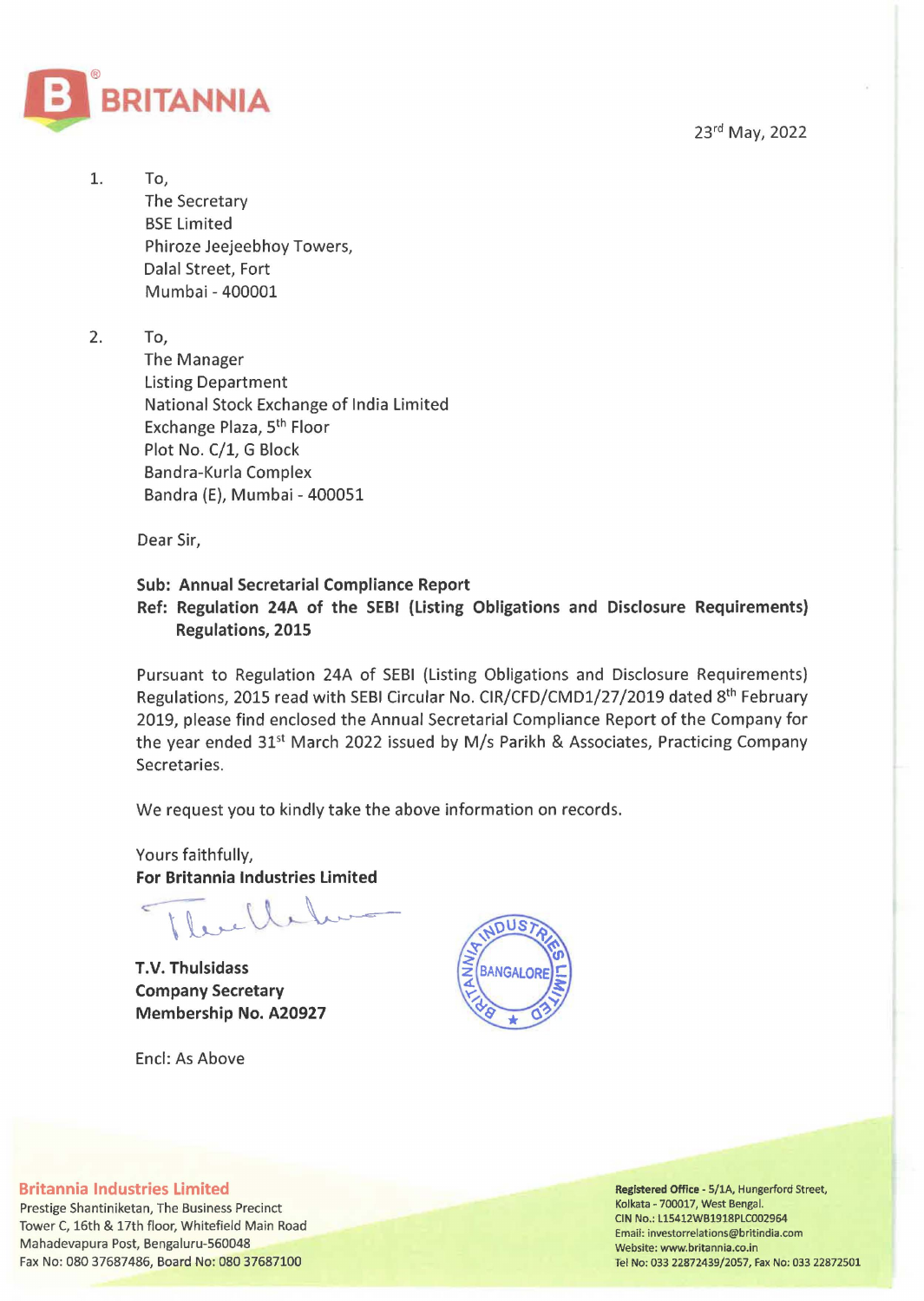**BRITANNIA**

23rd May, 2022

1. To,
   The Secretary
   BSE Limited
   Phiroze Jeejeebhoy Towers,
   Dalal Street, Fort
   Mumbai - 400001

2. To,
   The Manager
   Listing Department
   National Stock Exchange of India Limited
   Exchange Plaza, 5th Floor
   Plot No. C/1, G Block
   Bandra-Kurla Complex
   Bandra (E), Mumbai - 400051

Dear Sir,

**Sub: Annual Secretarial Compliance Report**
**Ref: Regulation 24A of the SEBI (Listing Obligations and Disclosure Requirements) Regulations, 2015**

Pursuant to Regulation 24A of SEBI (Listing Obligations and Disclosure Requirements) Regulations, 2015 read with SEBI Circular No. CIR/CFD/CMD1/27/2019 dated 8th February 2019, please find enclosed the Annual Secretarial Compliance Report of the Company for the year ended 31st March 2022 issued by M/s Parikh & Associates, Practicing Company Secretaries.

We request you to kindly take the above information on records.

Yours faithfully,
**For Britannia Industries Limited**

**T.V. Thulsidass**
**Company Secretary**
**Membership No. A20927**

BRITANNIA INDUSTRIES LIMITED BANGALORE

Encl: As Above

**Britannia Industries Limited**
Prestige Shantiniketan, The Business Precinct
Tower C, 16th & 17th floor, Whitefield Main Road
Mahadevapura Post, Bengaluru-560048
Fax No: 080 37687486, Board No: 080 37687100

**Registered Office** - 5/1A, Hungerford Street,
Kolkata - 700017, West Bengal.
CIN No.: L15412WB1918PLC002964
Email: investorrelations@britindia.com
Website: www.britannia.co.in
Tel No: 033 22872439/2057, Fax No: 033 22872501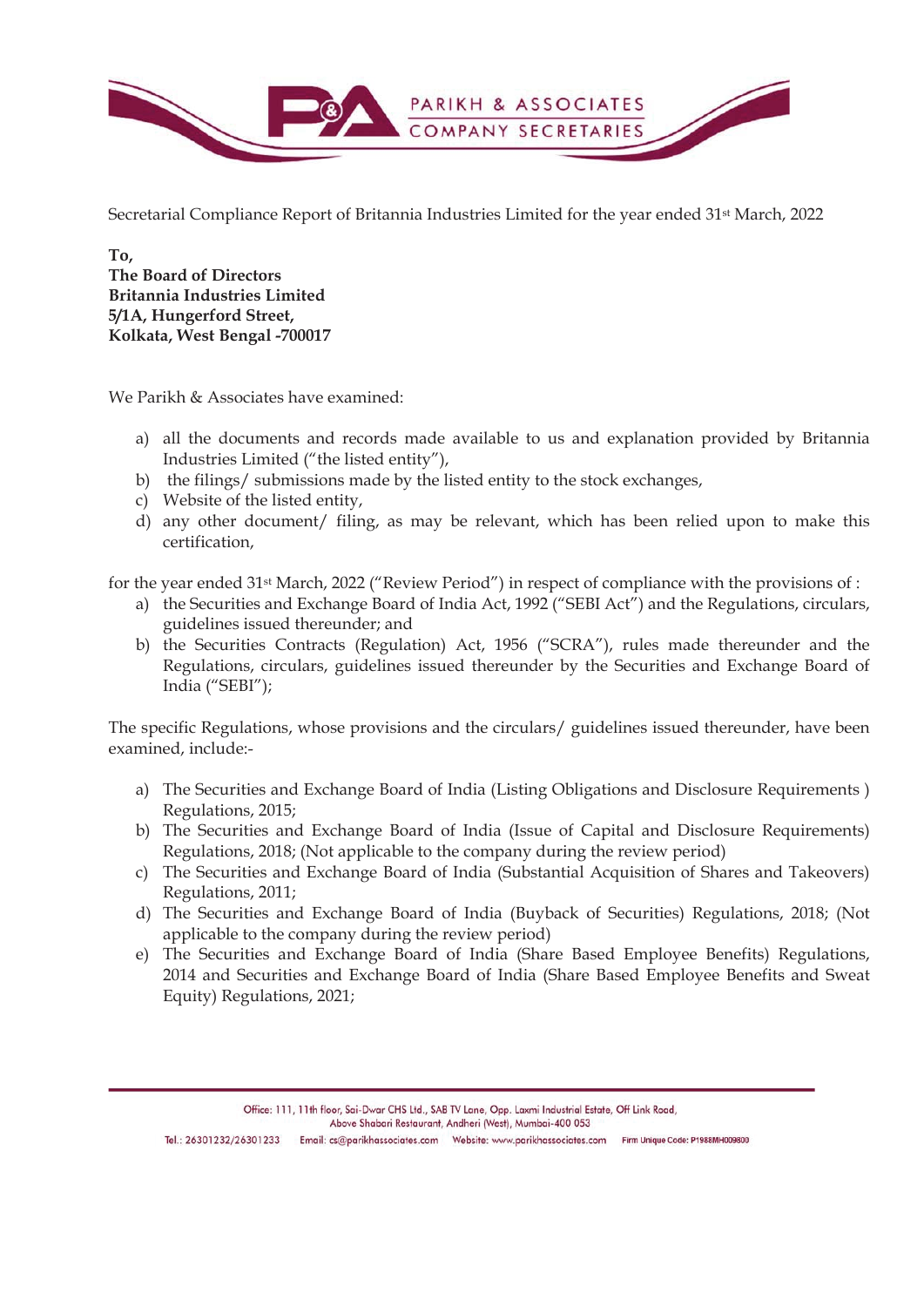Secretarial Compliance Report of Britannia Industries Limited for the year ended 31st March, 2022

**To,**
**The Board of Directors**
**Britannia Industries Limited**
**5/1A, Hungerford Street,**
**Kolkata, West Bengal -700017**

We Parikh & Associates have examined:

a) all the documents and records made available to us and explanation provided by Britannia Industries Limited ("the listed entity"),
b) the filings/ submissions made by the listed entity to the stock exchanges,
c) Website of the listed entity,
d) any other document/ filing, as may be relevant, which has been relied upon to make this certification,

for the year ended 31st March, 2022 ("Review Period") in respect of compliance with the provisions of :

a) the Securities and Exchange Board of India Act, 1992 ("SEBI Act") and the Regulations, circulars, guidelines issued thereunder; and
b) the Securities Contracts (Regulation) Act, 1956 ("SCRA"), rules made thereunder and the Regulations, circulars, guidelines issued thereunder by the Securities and Exchange Board of India ("SEBI");

The specific Regulations, whose provisions and the circulars/ guidelines issued thereunder, have been examined, include:-

a) The Securities and Exchange Board of India (Listing Obligations and Disclosure Requirements ) Regulations, 2015;
b) The Securities and Exchange Board of India (Issue of Capital and Disclosure Requirements) Regulations, 2018; (Not applicable to the company during the review period)
c) The Securities and Exchange Board of India (Substantial Acquisition of Shares and Takeovers) Regulations, 2011;
d) The Securities and Exchange Board of India (Buyback of Securities) Regulations, 2018; (Not applicable to the company during the review period)
e) The Securities and Exchange Board of India (Share Based Employee Benefits) Regulations, 2014 and Securities and Exchange Board of India (Share Based Employee Benefits and Sweat Equity) Regulations, 2021;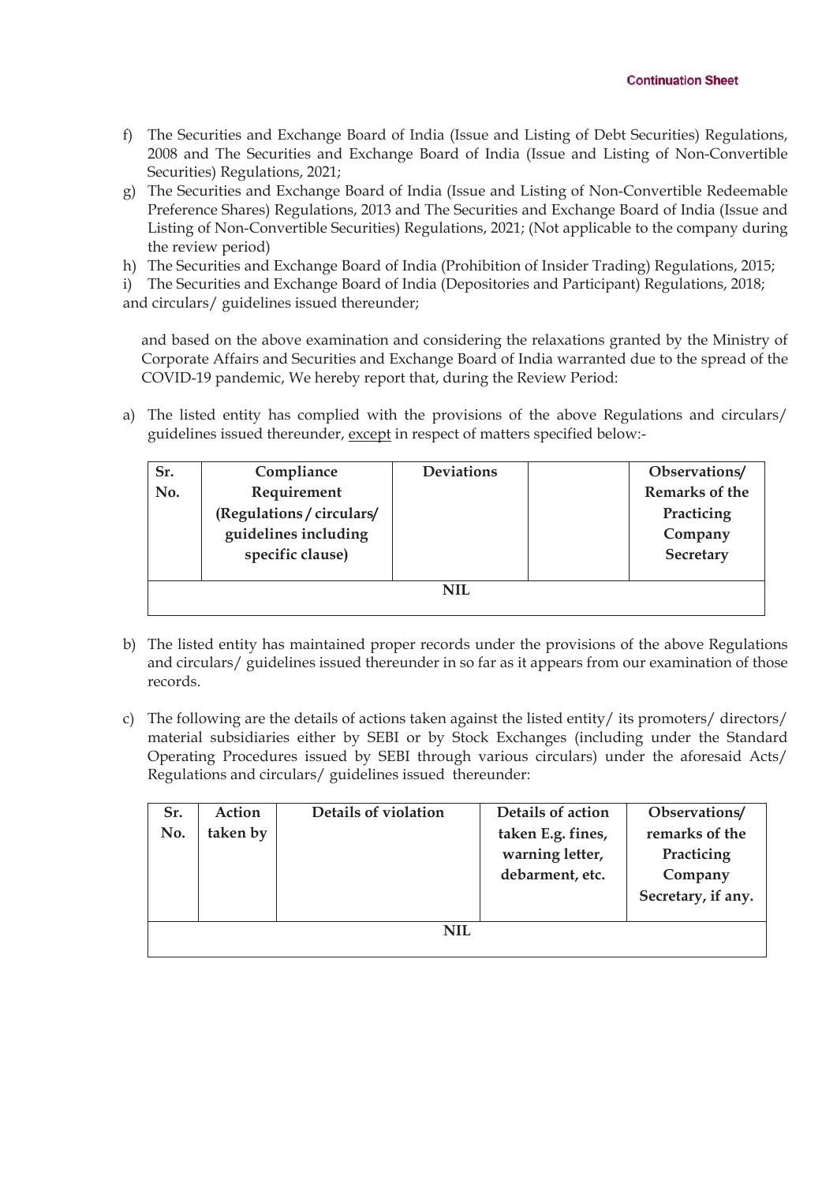f) The Securities and Exchange Board of India (Issue and Listing of Debt Securities) Regulations, 2008 and The Securities and Exchange Board of India (Issue and Listing of Non-Convertible Securities) Regulations, 2021;

g) The Securities and Exchange Board of India (Issue and Listing of Non-Convertible Redeemable Preference Shares) Regulations, 2013 and The Securities and Exchange Board of India (Issue and Listing of Non-Convertible Securities) Regulations, 2021; (Not applicable to the company during the review period)

h) The Securities and Exchange Board of India (Prohibition of Insider Trading) Regulations, 2015;

i) The Securities and Exchange Board of India (Depositories and Participant) Regulations, 2018;

and circulars/ guidelines issued thereunder;

and based on the above examination and considering the relaxations granted by the Ministry of Corporate Affairs and Securities and Exchange Board of India warranted due to the spread of the COVID-19 pandemic, We hereby report that, during the Review Period:

a) The listed entity has complied with the provisions of the above Regulations and circulars/ guidelines issued thereunder, except in respect of matters specified below:-

| Sr. No. | Compliance Requirement (Regulations / circulars/ guidelines including specific clause) | Deviations | | Observations/ Remarks of the Practicing Company Secretary |
|---|---|---|---|---|
| | | NIL | | |

b) The listed entity has maintained proper records under the provisions of the above Regulations and circulars/ guidelines issued thereunder in so far as it appears from our examination of those records.

c) The following are the details of actions taken against the listed entity/ its promoters/ directors/ material subsidiaries either by SEBI or by Stock Exchanges (including under the Standard Operating Procedures issued by SEBI through various circulars) under the aforesaid Acts/ Regulations and circulars/ guidelines issued thereunder:

| Sr. No. | Action taken by | Details of violation | Details of action taken E.g. fines, warning letter, debarment, etc. | Observations/ remarks of the Practicing Company Secretary, if any. |
|---|---|---|---|---|
| | | NIL | | |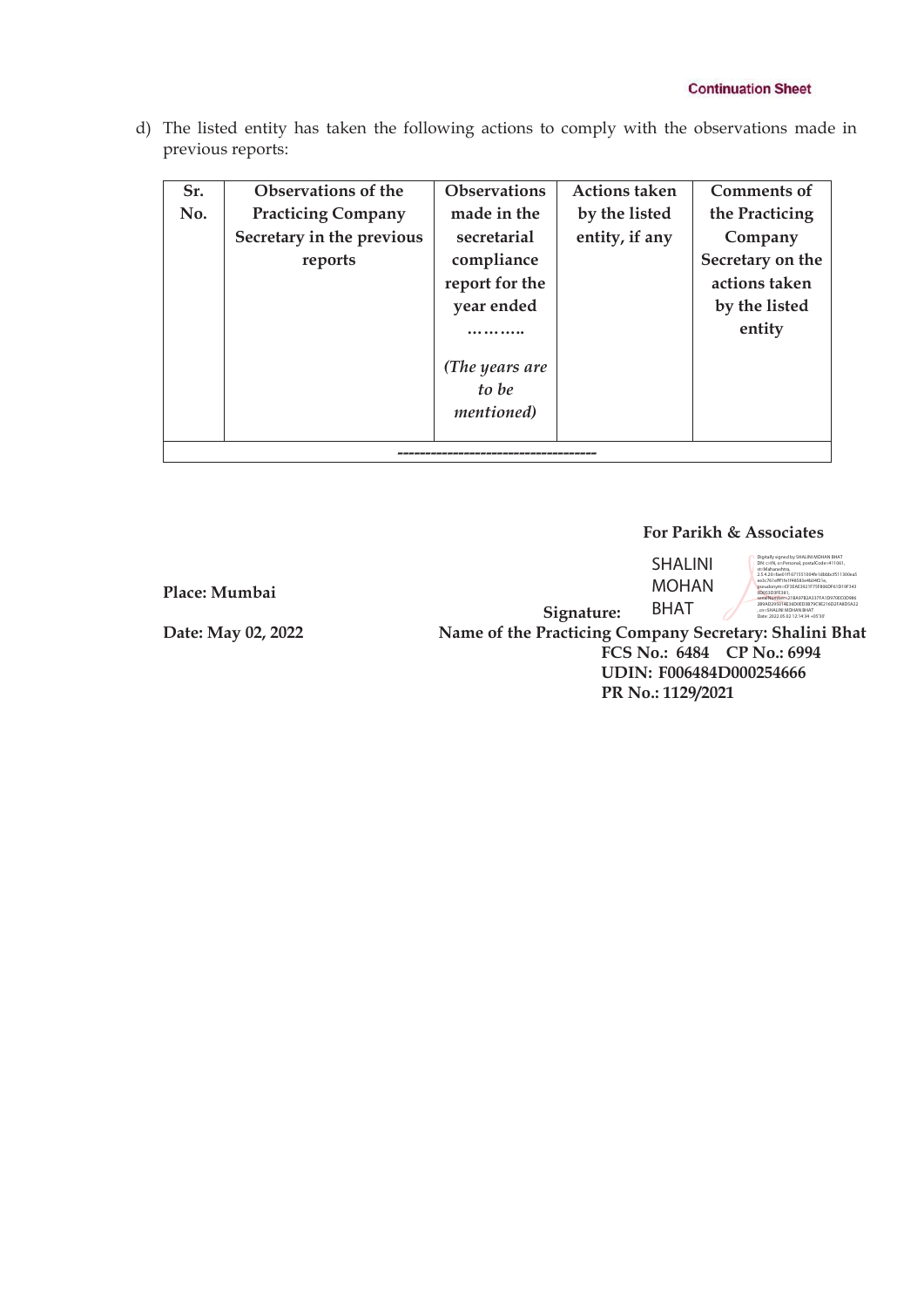d) The listed entity has taken the following actions to comply with the observations made in previous reports:

| Sr. No. | Observations of the Practicing Company Secretary in the previous reports | Observations made in the secretarial compliance report for the year ended ………. *(The years are to be mentioned)* | Actions taken by the listed entity, if any | Comments of the Practicing Company Secretary on the actions taken by the listed entity |
|---|---|---|---|---|
| --------------------------------- | | | | |

**For Parikh & Associates**

**Place: Mumbai**

**Signature:** SHALINI MOHAN BHAT

Digitally signed by SHALINI MOHAN BHAT
Date: 2022.05.02 12:14:34 +05'30'

**Date: May 02, 2022**

**Name of the Practicing Company Secretary: Shalini Bhat**
**FCS No.: 6484 CP No.: 6994**
**UDIN: F006484D000254666**
**PR No.: 1129/2021**